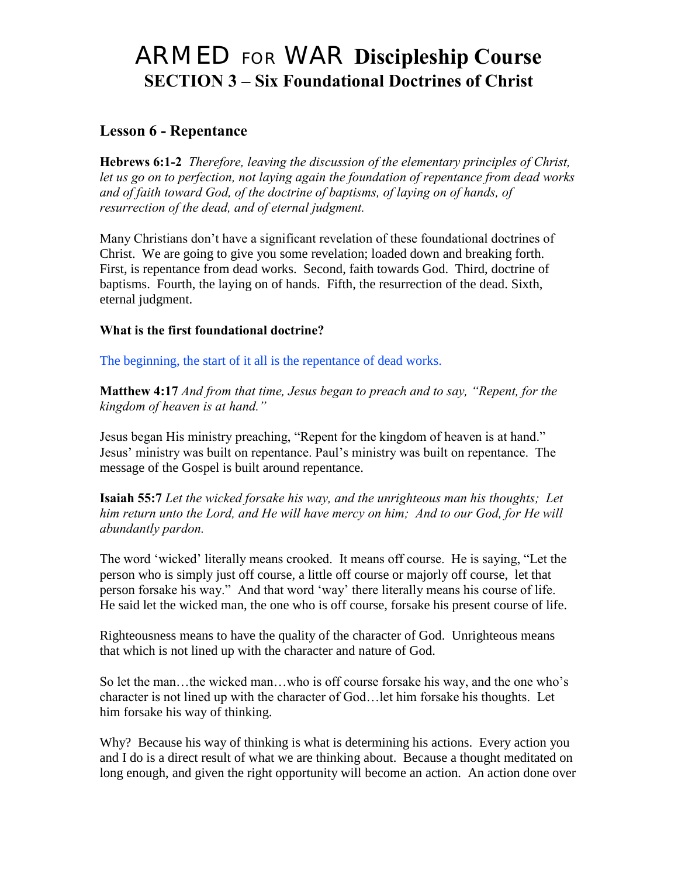# ARMED FOR WAR Discipleship Course

## SECTION 3 – Six Foundational Doctrines of Christ

### Lesson 6 - Repentance

**Hebrews 6:1-2** *Therefore, leaving the discussion of the elementary principles of Christ, let us go on to perfection, not laying again the foundation of repentance from dead works and of faith toward God, of the doctrine of baptisms, of laying on of hands, of resurrection of the dead, and of eternal judgment.*

Many Christians don't have a significant revelation of these foundational doctrines of Christ. We are going to give you some revelation; loaded down and breaking forth. First, is repentance from dead works. Second, faith towards God. Third, doctrine of baptisms. Fourth, the laying on of hands. Fifth, the resurrection of the dead. Sixth, eternal judgment.

**What is the first foundational doctrine?**

The beginning, the start of it all is the repentance of dead works.

**Matthew 4:17** *And from that time, Jesus began to preach and to say, "Repent, for the kingdom of heaven is at hand."*

Jesus began His ministry preaching, "Repent for the kingdom of heaven is at hand." Jesus' ministry was built on repentance. Paul's ministry was built on repentance. The message of the Gospel is built around repentance.

**Isaiah 55:7** *Let the wicked forsake his way, and the unrighteous man his thoughts; Let him return unto the Lord, and He will have mercy on him; And to our God, for He will abundantly pardon.*

The word 'wicked' literally means crooked. It means off course. He is saying, "Let the person who is simply just off course, a little off course or majorly off course, let that person forsake his way." And that word 'way' there literally means his course of life. He said let the wicked man, the one who is off course, forsake his present course of life.

Righteousness means to have the quality of the character of God. Unrighteous means that which is not lined up with the character and nature of God.

So let the man…the wicked man…who is off course forsake his way, and the one who's character is not lined up with the character of God…let him forsake his thoughts. Let him forsake his way of thinking.

Why? Because his way of thinking is what is determining his actions. Every action you and I do is a direct result of what we are thinking about. Because a thought meditated on long enough, and given the right opportunity will become an action. An action done over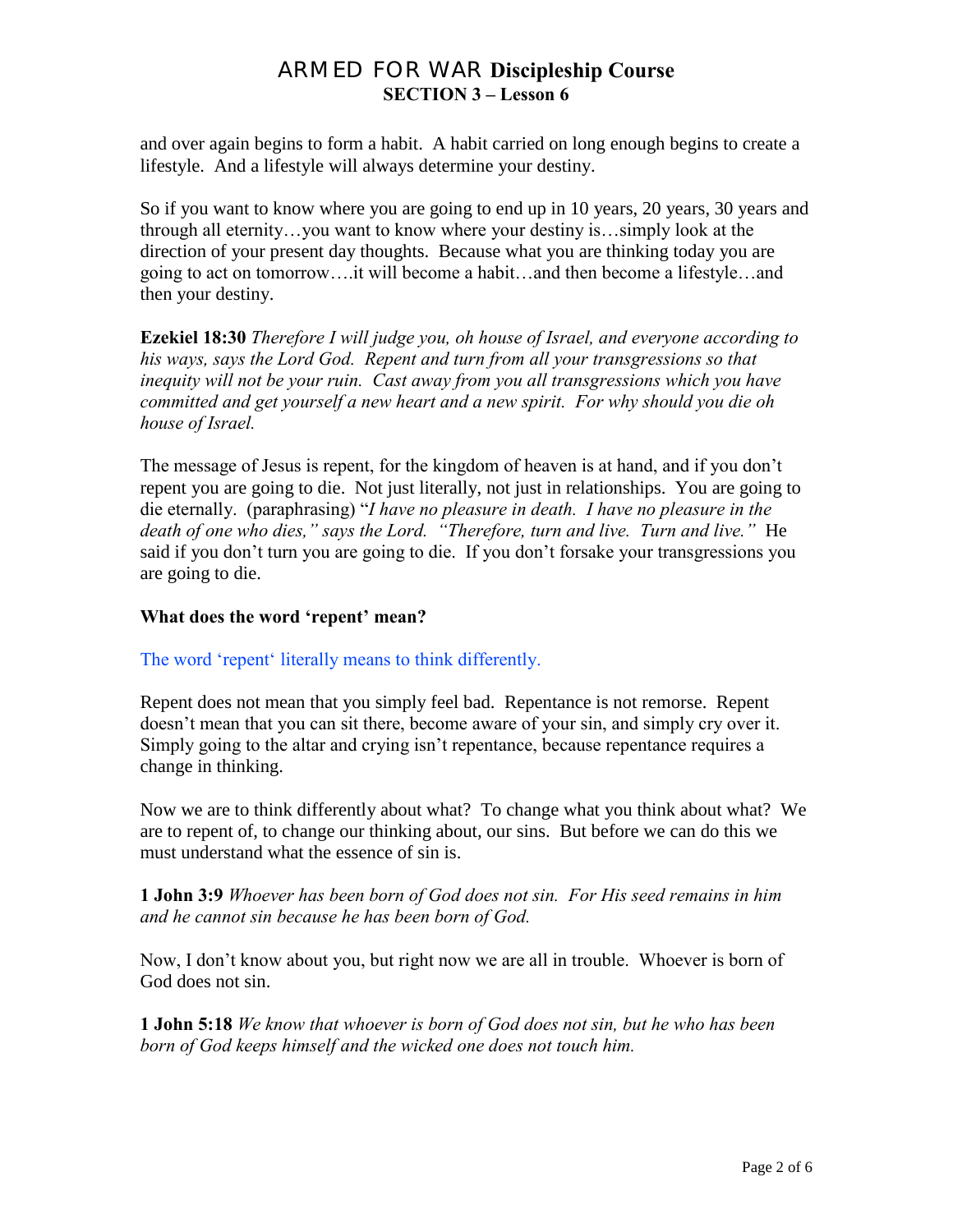and over again begins to form a habit. A habit carried on long enough begins to create a lifestyle. And a lifestyle will always determine your destiny.

So if you want to know where you are going to end up in 10 years, 20 years, 30 years and through all eternity…you want to know where your destiny is…simply look at the direction of your present day thoughts. Because what you are thinking today you are going to act on tomorrow….it will become a habit…and then become a lifestyle…and then your destiny.

**Ezekiel 18:30** *Therefore I will judge you, oh house of Israel, and everyone according to his ways, says the Lord God. Repent and turn from all your transgressions so that inequity will not be your ruin. Cast away from you all transgressions which you have committed and get yourself a new heart and a new spirit. For why should you die oh house of Israel.*

The message of Jesus is repent, for the kingdom of heaven is at hand, and if you don't repent you are going to die. Not just literally, not just in relationships. You are going to die eternally. (paraphrasing) "*I have no pleasure in death. I have no pleasure in the death of one who dies," says the Lord. "Therefore, turn and live. Turn and live."* He said if you don't turn you are going to die. If you don't forsake your transgressions you are going to die.

**What does the word 'repent' mean?**

The word 'repent' literally means to think differently.

Repent does not mean that you simply feel bad. Repentance is not remorse. Repent doesn't mean that you can sit there, become aware of your sin, and simply cry over it. Simply going to the altar and crying isn't repentance, because repentance requires a change in thinking.

Now we are to think differently about what? To change what you think about what? We are to repent of, to change our thinking about, our sins. But before we can do this we must understand what the essence of sin is.

**1 John 3:9** *Whoever has been born of God does not sin. For His seed remains in him and he cannot sin because he has been born of God.*

Now, I don't know about you, but right now we are all in trouble. Whoever is born of God does not sin.

**1 John 5:18** *We know that whoever is born of God does not sin, but he who has been born of God keeps himself and the wicked one does not touch him.*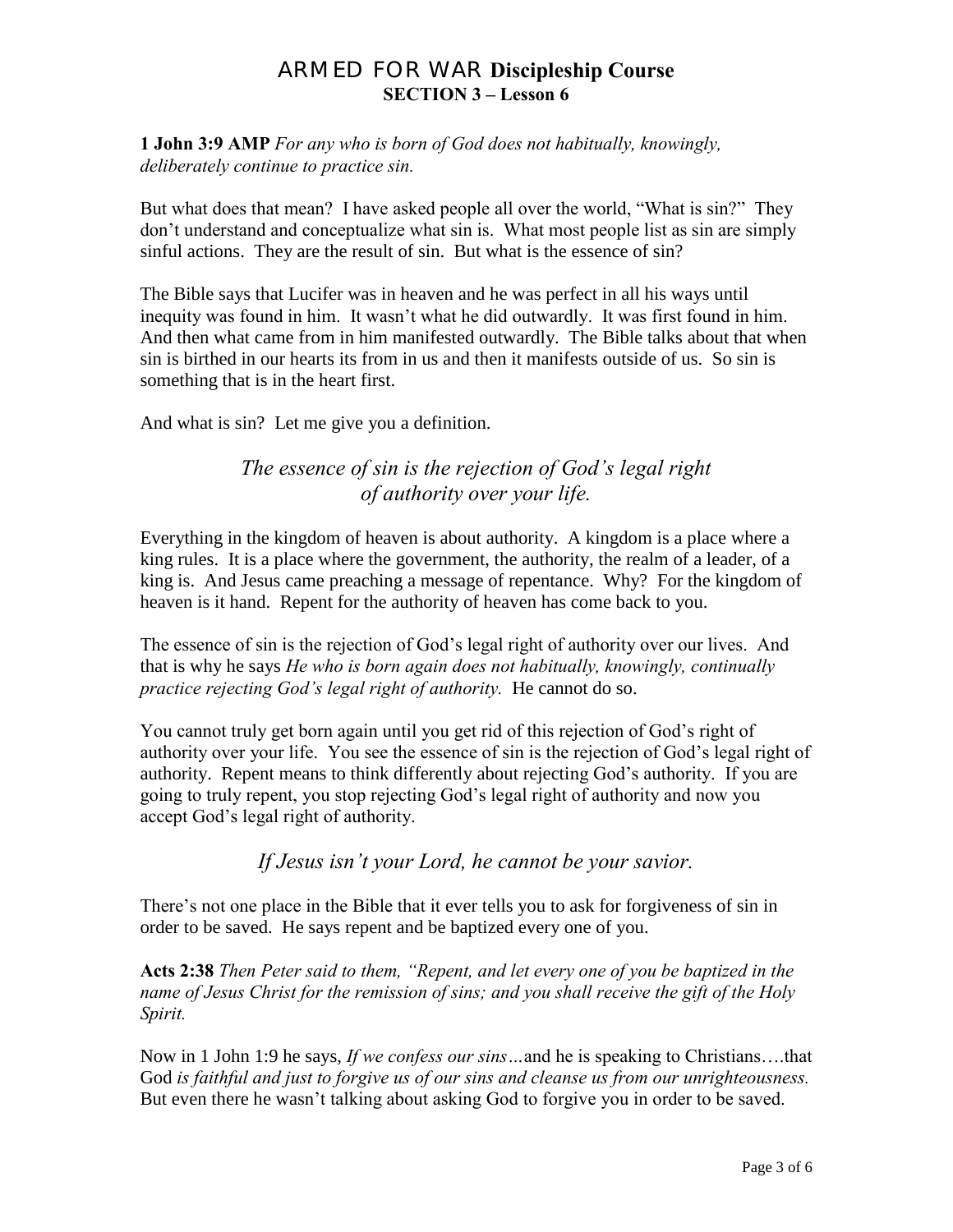# ARMED FOR WAR Discipleship Course
## SECTION 3 – Lesson 6

**1 John 3:9 AMP** *For any who is born of God does not habitually, knowingly, deliberately continue to practice sin.*

But what does that mean? I have asked people all over the world, "What is sin?" They don't understand and conceptualize what sin is. What most people list as sin are simply sinful actions. They are the result of sin. But what is the essence of sin?

The Bible says that Lucifer was in heaven and he was perfect in all his ways until inequity was found in him. It wasn't what he did outwardly. It was first found in him. And then what came from in him manifested outwardly. The Bible talks about that when sin is birthed in our hearts its from in us and then it manifests outside of us. So sin is something that is in the heart first.

And what is sin? Let me give you a definition.

*The essence of sin is the rejection of God's legal right of authority over your life.*

Everything in the kingdom of heaven is about authority. A kingdom is a place where a king rules. It is a place where the government, the authority, the realm of a leader, of a king is. And Jesus came preaching a message of repentance. Why? For the kingdom of heaven is it hand. Repent for the authority of heaven has come back to you.

The essence of sin is the rejection of God's legal right of authority over our lives. And that is why he says *He who is born again does not habitually, knowingly, continually practice rejecting God's legal right of authority.* He cannot do so.

You cannot truly get born again until you get rid of this rejection of God's right of authority over your life. You see the essence of sin is the rejection of God's legal right of authority. Repent means to think differently about rejecting God's authority. If you are going to truly repent, you stop rejecting God's legal right of authority and now you accept God's legal right of authority.

*If Jesus isn't your Lord, he cannot be your savior.*

There's not one place in the Bible that it ever tells you to ask for forgiveness of sin in order to be saved. He says repent and be baptized every one of you.

**Acts 2:38** *Then Peter said to them, "Repent, and let every one of you be baptized in the name of Jesus Christ for the remission of sins; and you shall receive the gift of the Holy Spirit.*

Now in 1 John 1:9 he says, *If we confess our sins…*and he is speaking to Christians….that God *is faithful and just to forgive us of our sins and cleanse us from our unrighteousness.* But even there he wasn't talking about asking God to forgive you in order to be saved.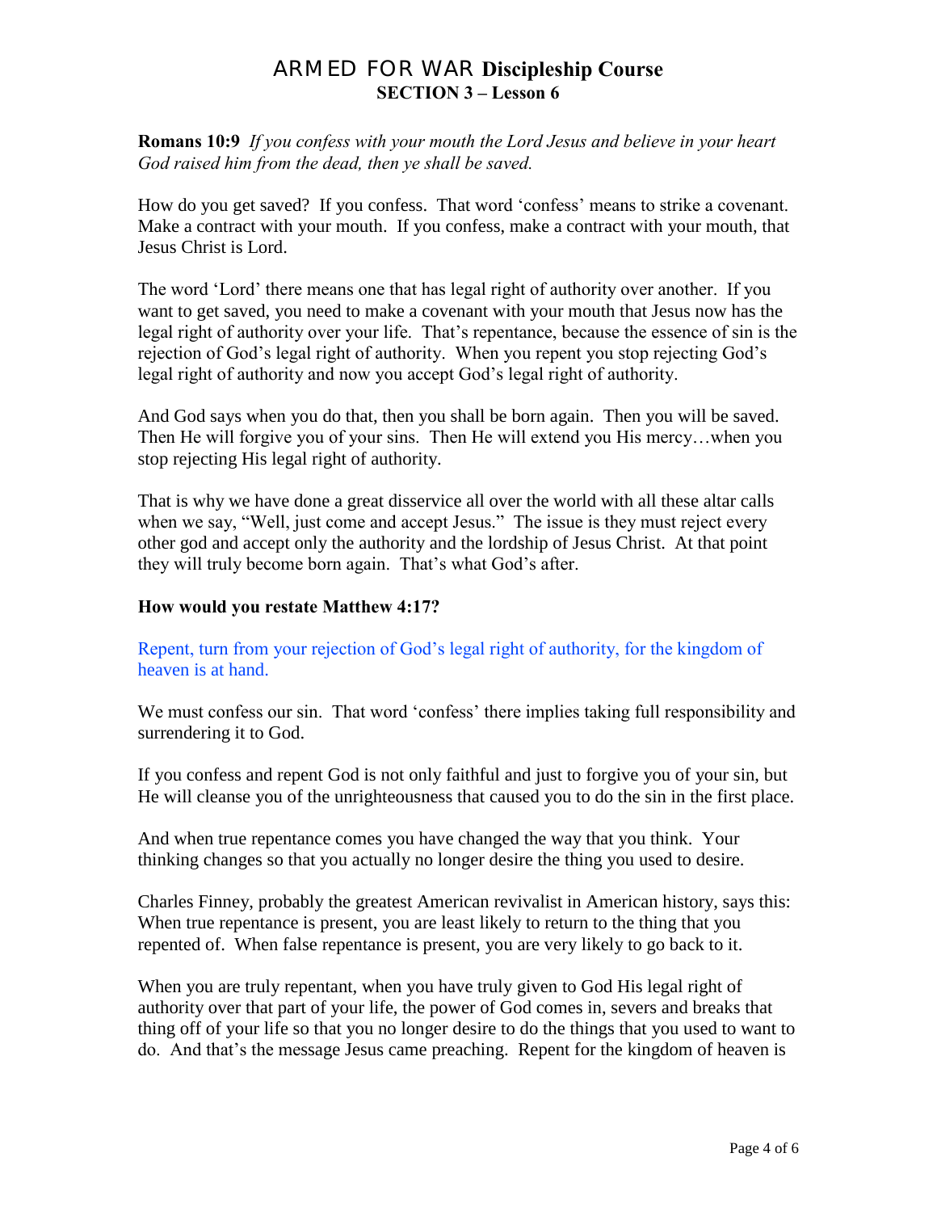# ARMED FOR WAR Discipleship Course
## SECTION 3 – Lesson 6

**Romans 10:9** *If you confess with your mouth the Lord Jesus and believe in your heart God raised him from the dead, then ye shall be saved.*

How do you get saved? If you confess. That word 'confess' means to strike a covenant. Make a contract with your mouth. If you confess, make a contract with your mouth, that Jesus Christ is Lord.

The word 'Lord' there means one that has legal right of authority over another. If you want to get saved, you need to make a covenant with your mouth that Jesus now has the legal right of authority over your life. That's repentance, because the essence of sin is the rejection of God's legal right of authority. When you repent you stop rejecting God's legal right of authority and now you accept God's legal right of authority.

And God says when you do that, then you shall be born again. Then you will be saved. Then He will forgive you of your sins. Then He will extend you His mercy…when you stop rejecting His legal right of authority.

That is why we have done a great disservice all over the world with all these altar calls when we say, "Well, just come and accept Jesus." The issue is they must reject every other god and accept only the authority and the lordship of Jesus Christ. At that point they will truly become born again. That's what God's after.

**How would you restate Matthew 4:17?**

Repent, turn from your rejection of God's legal right of authority, for the kingdom of heaven is at hand.

We must confess our sin. That word 'confess' there implies taking full responsibility and surrendering it to God.

If you confess and repent God is not only faithful and just to forgive you of your sin, but He will cleanse you of the unrighteousness that caused you to do the sin in the first place.

And when true repentance comes you have changed the way that you think. Your thinking changes so that you actually no longer desire the thing you used to desire.

Charles Finney, probably the greatest American revivalist in American history, says this: When true repentance is present, you are least likely to return to the thing that you repented of. When false repentance is present, you are very likely to go back to it.

When you are truly repentant, when you have truly given to God His legal right of authority over that part of your life, the power of God comes in, severs and breaks that thing off of your life so that you no longer desire to do the things that you used to want to do. And that's the message Jesus came preaching. Repent for the kingdom of heaven is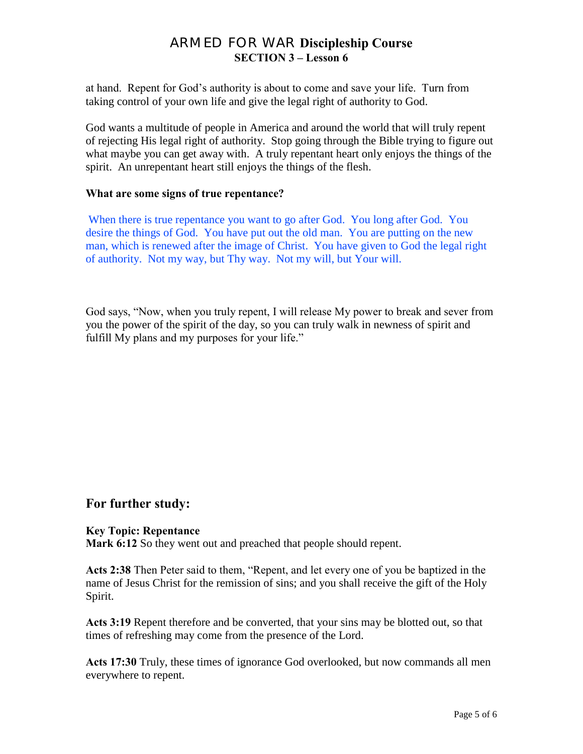at hand. Repent for God's authority is about to come and save your life. Turn from taking control of your own life and give the legal right of authority to God.

God wants a multitude of people in America and around the world that will truly repent of rejecting His legal right of authority. Stop going through the Bible trying to figure out what maybe you can get away with. A truly repentant heart only enjoys the things of the spirit. An unrepentant heart still enjoys the things of the flesh.

**What are some signs of true repentance?**

When there is true repentance you want to go after God. You long after God. You desire the things of God. You have put out the old man. You are putting on the new man, which is renewed after the image of Christ. You have given to God the legal right of authority. Not my way, but Thy way. Not my will, but Your will.

God says, "Now, when you truly repent, I will release My power to break and sever from you the power of the spirit of the day, so you can truly walk in newness of spirit and fulfill My plans and my purposes for your life."

## For further study:

**Key Topic: Repentance**
**Mark 6:12** So they went out and preached that people should repent.

**Acts 2:38** Then Peter said to them, "Repent, and let every one of you be baptized in the name of Jesus Christ for the remission of sins; and you shall receive the gift of the Holy Spirit.

**Acts 3:19** Repent therefore and be converted, that your sins may be blotted out, so that times of refreshing may come from the presence of the Lord.

**Acts 17:30** Truly, these times of ignorance God overlooked, but now commands all men everywhere to repent.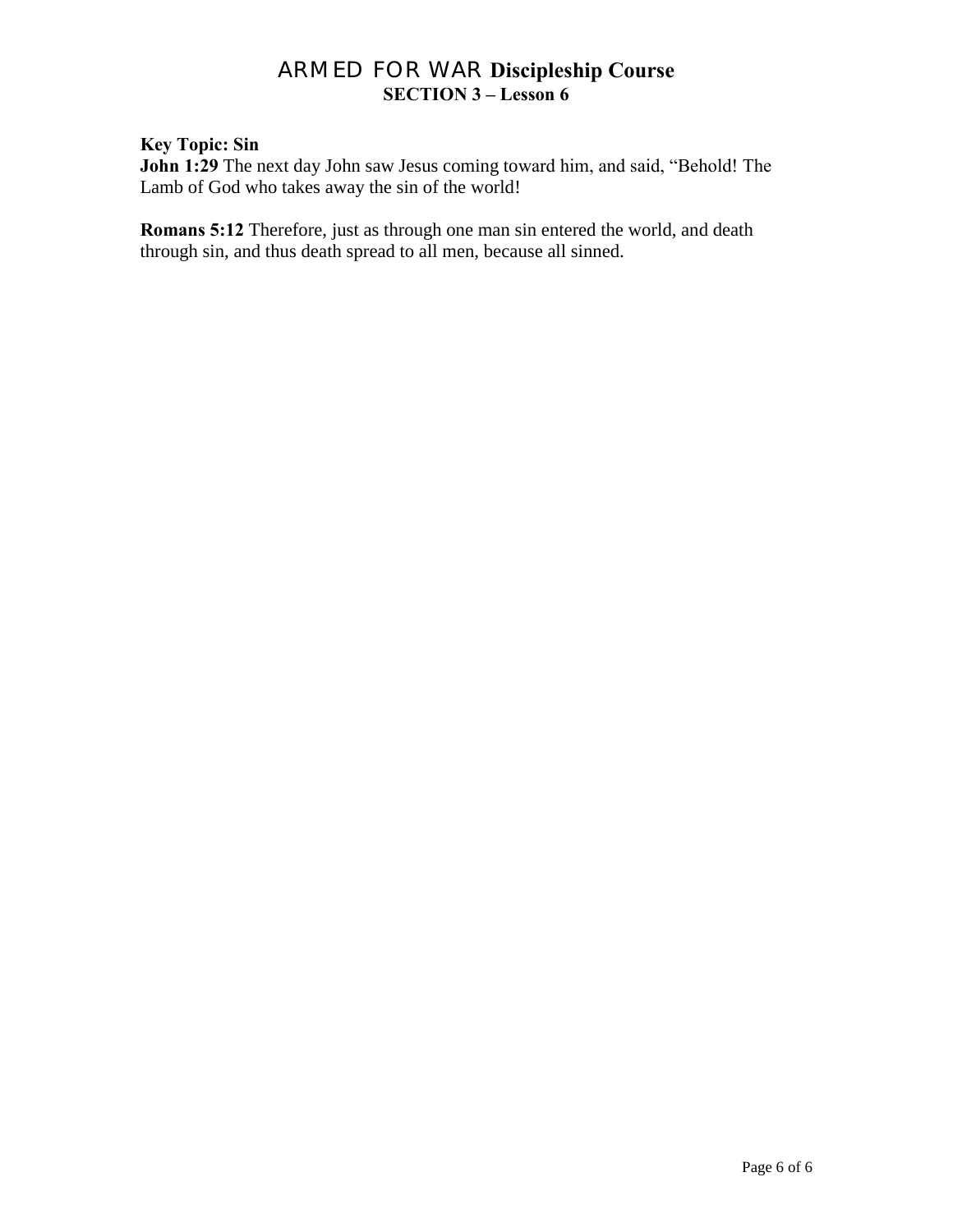# ARMED FOR WAR Discipleship Course
## SECTION 3 – Lesson 6

**Key Topic: Sin**

**John 1:29** The next day John saw Jesus coming toward him, and said, "Behold! The Lamb of God who takes away the sin of the world!

**Romans 5:12** Therefore, just as through one man sin entered the world, and death through sin, and thus death spread to all men, because all sinned.